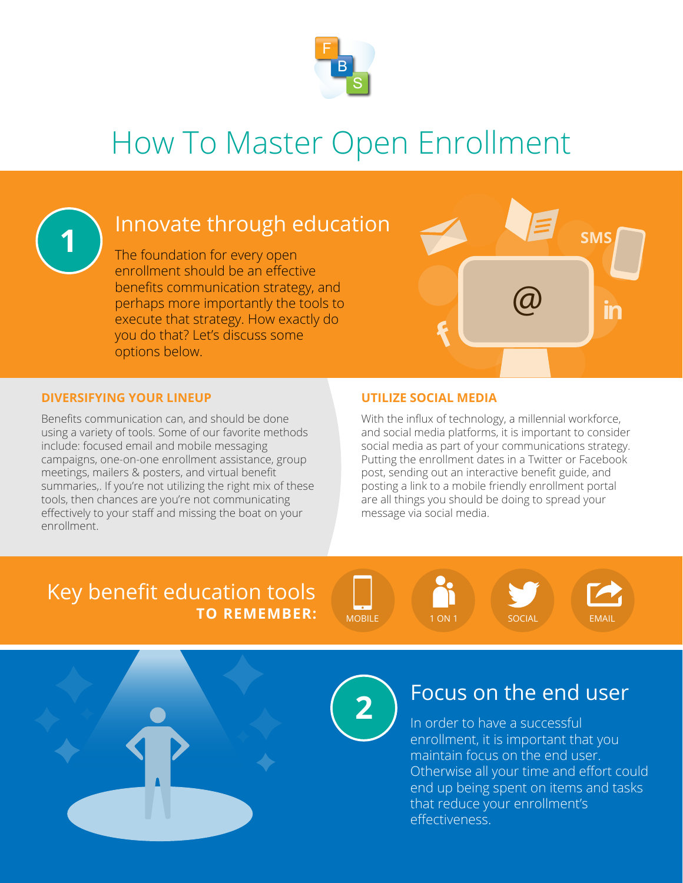# How To Master Open Enrollment

## 1 Innovate through education

The foundation for every open enrollment should be an effective benefits communication strategy, and perhaps more importantly the tools to execute that strategy. How exactly do you do that? Let's discuss some options below.

### DIVERSIFYING YOUR LINEUP

Benefits communication can, and should be done using a variety of tools. Some of our favorite methods include: focused email and mobile messaging campaigns, one-on-one enrollment assistance, group meetings, mailers & posters, and virtual benefit summaries,. If you're not utilizing the right mix of these tools, then chances are you're not communicating effectively to your staff and missing the boat on your enrollment.

### UTILIZE SOCIAL MEDIA

With the influx of technology, a millennial workforce, and social media platforms, it is important to consider social media as part of your communications strategy. Putting the enrollment dates in a Twitter or Facebook post, sending out an interactive benefit guide, and posting a link to a mobile friendly enrollment portal are all things you should be doing to spread your message via social media.

### Key benefit education tools **TO REMEMBER:**

- MOBILE
- 1 ON 1
- SOCIAL
- EMAIL

## 2 Focus on the end user

In order to have a successful enrollment, it is important that you maintain focus on the end user. Otherwise all your time and effort could end up being spent on items and tasks that reduce your enrollment's effectiveness.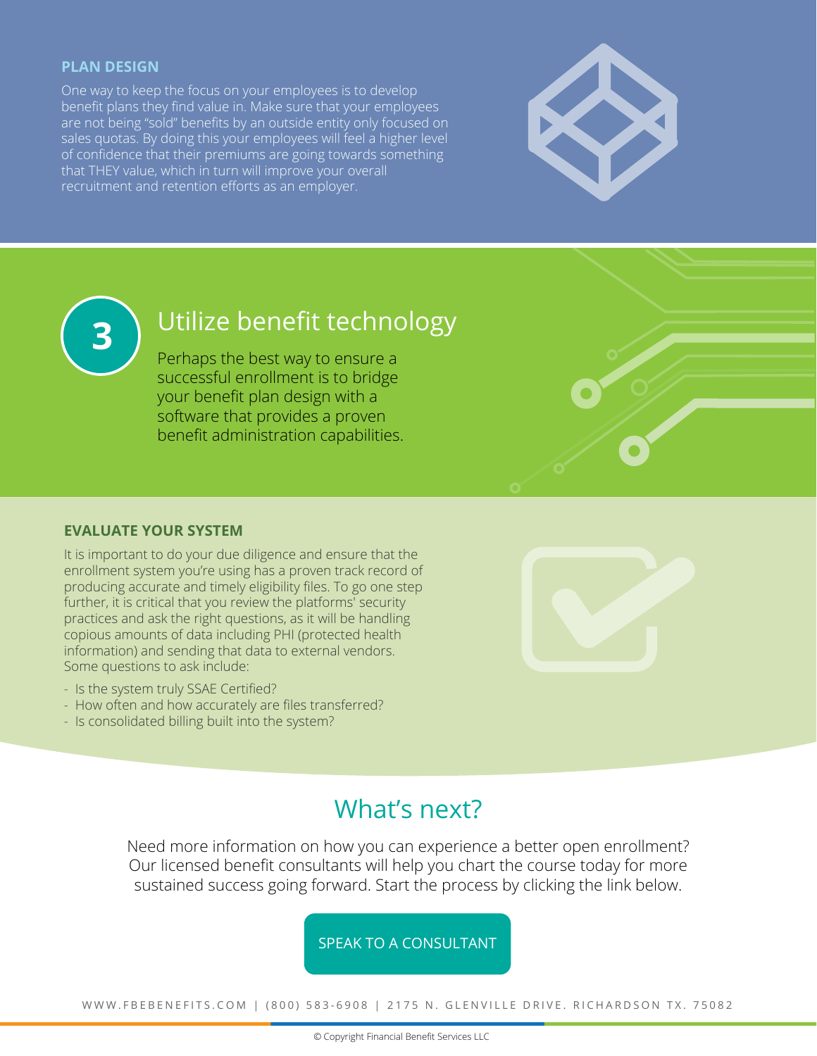### PLAN DESIGN

One way to keep the focus on your employees is to develop benefit plans they find value in. Make sure that your employees are not being "sold" benefits by an outside entity only focused on sales quotas. By doing this your employees will feel a higher level of confidence that their premiums are going towards something that THEY value, which in turn will improve your overall recruitment and retention efforts as an employer.

## 3 Utilize benefit technology

Perhaps the best way to ensure a successful enrollment is to bridge your benefit plan design with a software that provides a proven benefit administration capabilities.

### EVALUATE YOUR SYSTEM

It is important to do your due diligence and ensure that the enrollment system you're using has a proven track record of producing accurate and timely eligibility files. To go one step further, it is critical that you review the platforms' security practices and ask the right questions, as it will be handling copious amounts of data including PHI (protected health information) and sending that data to external vendors. Some questions to ask include:

- Is the system truly SSAE Certified?
- How often and how accurately are files transferred?
- Is consolidated billing built into the system?

## What's next?

Need more information on how you can experience a better open enrollment? Our licensed benefit consultants will help you chart the course today for more sustained success going forward. Start the process by clicking the link below.

SPEAK TO A CONSULTANT

WWW.FBEBENEFITS.COM | (800) 583-6908 | 2175 N. GLENVILLE DRIVE. RICHARDSON TX. 75082

© Copyright Financial Benefit Services LLC